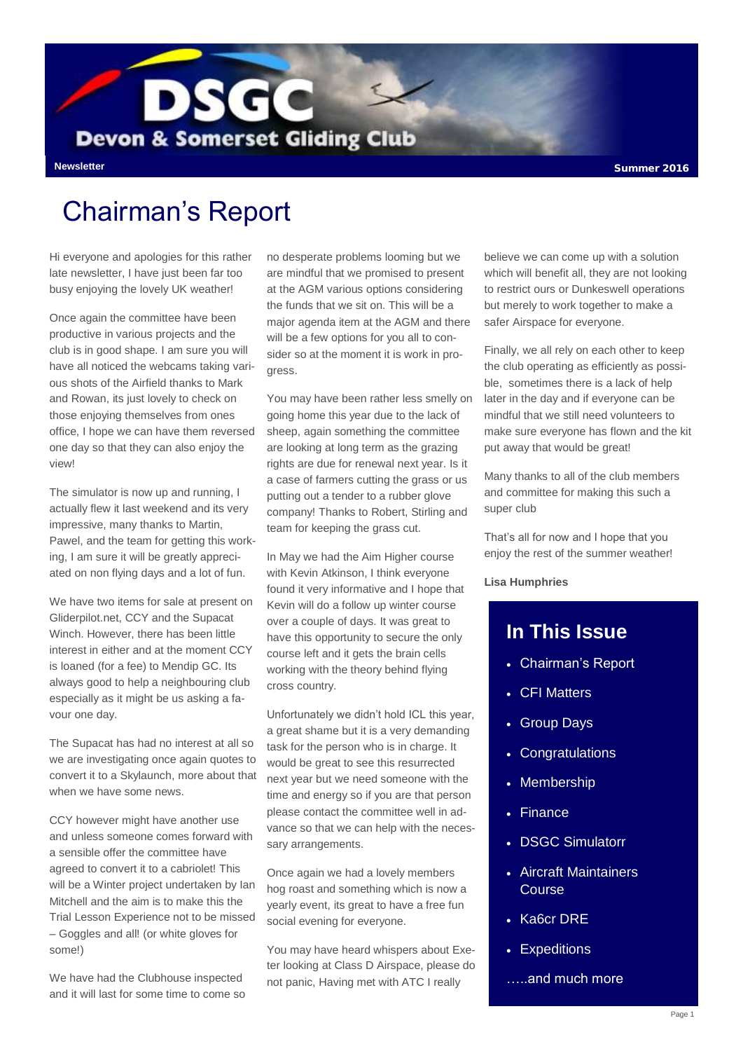# DSGC

## Devon & Somerset Gliding Club

Newsletter

Summer 2016

# Chairman's Report

Hi everyone and apologies for this rather late newsletter, I have just been far too busy enjoying the lovely UK weather!

Once again the committee have been productive in various projects and the club is in good shape. I am sure you will have all noticed the webcams taking various shots of the Airfield thanks to Mark and Rowan, its just lovely to check on those enjoying themselves from ones office, I hope we can have them reversed one day so that they can also enjoy the view!

The simulator is now up and running, I actually flew it last weekend and its very impressive, many thanks to Martin, Pawel, and the team for getting this working, I am sure it will be greatly appreciated on non flying days and a lot of fun.

We have two items for sale at present on Gliderpilot.net, CCY and the Supacat Winch. However, there has been little interest in either and at the moment CCY is loaned (for a fee) to Mendip GC. Its always good to help a neighbouring club especially as it might be us asking a favour one day.

The Supacat has had no interest at all so we are investigating once again quotes to convert it to a Skylaunch, more about that when we have some news.

CCY however might have another use and unless someone comes forward with a sensible offer the committee have agreed to convert it to a cabriolet! This will be a Winter project undertaken by Ian Mitchell and the aim is to make this the Trial Lesson Experience not to be missed – Goggles and all! (or white gloves for some!)

We have had the Clubhouse inspected and it will last for some time to come so no desperate problems looming but we are mindful that we promised to present at the AGM various options considering the funds that we sit on. This will be a major agenda item at the AGM and there will be a few options for you all to consider so at the moment it is work in progress.

You may have been rather less smelly on going home this year due to the lack of sheep, again something the committee are looking at long term as the grazing rights are due for renewal next year. Is it a case of farmers cutting the grass or us putting out a tender to a rubber glove company! Thanks to Robert, Stirling and team for keeping the grass cut.

In May we had the Aim Higher course with Kevin Atkinson, I think everyone found it very informative and I hope that Kevin will do a follow up winter course over a couple of days. It was great to have this opportunity to secure the only course left and it gets the brain cells working with the theory behind flying cross country.

Unfortunately we didn't hold ICL this year, a great shame but it is a very demanding task for the person who is in charge. It would be great to see this resurrected next year but we need someone with the time and energy so if you are that person please contact the committee well in advance so that we can help with the necessary arrangements.

Once again we had a lovely members hog roast and something which is now a yearly event, its great to have a free fun social evening for everyone.

You may have heard whispers about Exeter looking at Class D Airspace, please do not panic, Having met with ATC I really believe we can come up with a solution which will benefit all, they are not looking to restrict ours or Dunkeswell operations but merely to work together to make a safer Airspace for everyone.

Finally, we all rely on each other to keep the club operating as efficiently as possible, sometimes there is a lack of help later in the day and if everyone can be mindful that we still need volunteers to make sure everyone has flown and the kit put away that would be great!

Many thanks to all of the club members and committee for making this such a super club

That's all for now and I hope that you enjoy the rest of the summer weather!

**Lisa Humphries**

## In This Issue

- Chairman's Report
- CFI Matters
- Group Days
- Congratulations
- Membership
- Finance
- DSGC Simulatorr
- Aircraft Maintainers Course
- Ka6cr DRE
- Expeditions

…..and much more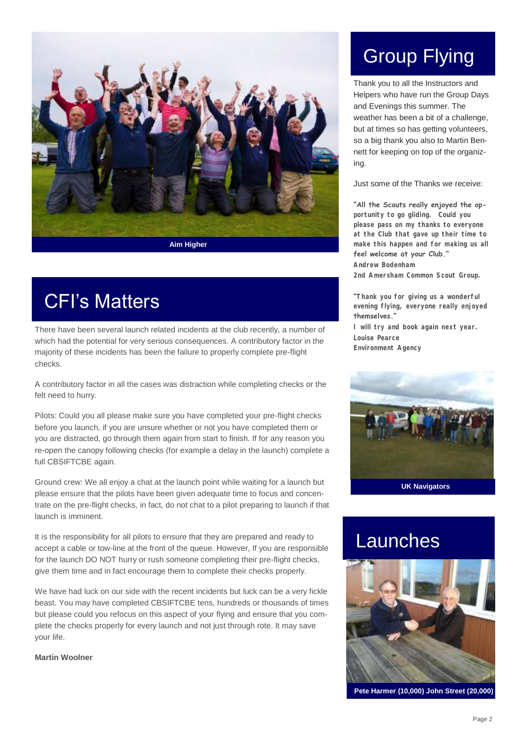Aim Higher

# CFI's Matters

There have been several launch related incidents at the club recently, a number of which had the potential for very serious consequences. A contributory factor in the majority of these incidents has been the failure to properly complete pre-flight checks.

A contributory factor in all the cases was distraction while completing checks or the felt need to hurry.

Pilots: Could you all please make sure you have completed your pre-flight checks before you launch, if you are unsure whether or not you have completed them or you are distracted, go through them again from start to finish. If for any reason you re-open the canopy following checks (for example a delay in the launch) complete a full CBSIFTCBE again.

Ground crew: We all enjoy a chat at the launch point while waiting for a launch but please ensure that the pilots have been given adequate time to focus and concentrate on the pre-flight checks, in fact, do not chat to a pilot preparing to launch if that launch is imminent.

It is the responsibility for all pilots to ensure that they are prepared and ready to accept a cable or tow-line at the front of the queue. However, If you are responsible for the launch DO NOT hurry or rush someone completing their pre-flight checks, give them time and in fact encourage them to complete their checks properly.

We have had luck on our side with the recent incidents but luck can be a very fickle beast. You may have completed CBSIFTCBE tens, hundreds or thousands of times but please could you refocus on this aspect of your flying and ensure that you complete the checks properly for every launch and not just through rote. It may save your life.

**Martin Woolner**

# Group Flying

Thank you to all the Instructors and Helpers who have run the Group Days and Evenings this summer. The weather has been a bit of a challenge, but at times so has getting volunteers, so a big thank you also to Martin Bennett for keeping on top of the organizing.

Just some of the Thanks we receive:

**"All the Scouts really enjoyed the opportunity to go gliding. Could you please pass on my thanks to everyone at the Club that gave up their time to make this happen and for making us all feel welcome at your Club."**
**Andrew Bodenham**
**2nd Amersham Common Scout Group.**

**"Thank you for giving us a wonderful evening flying, everyone really enjoyed themselves."**
**I will try and book again next year.**
**Louise Pearce**
**Environment Agency**

UK Navigators

# Launches

Pete Harmer (10,000) John Street (20,000)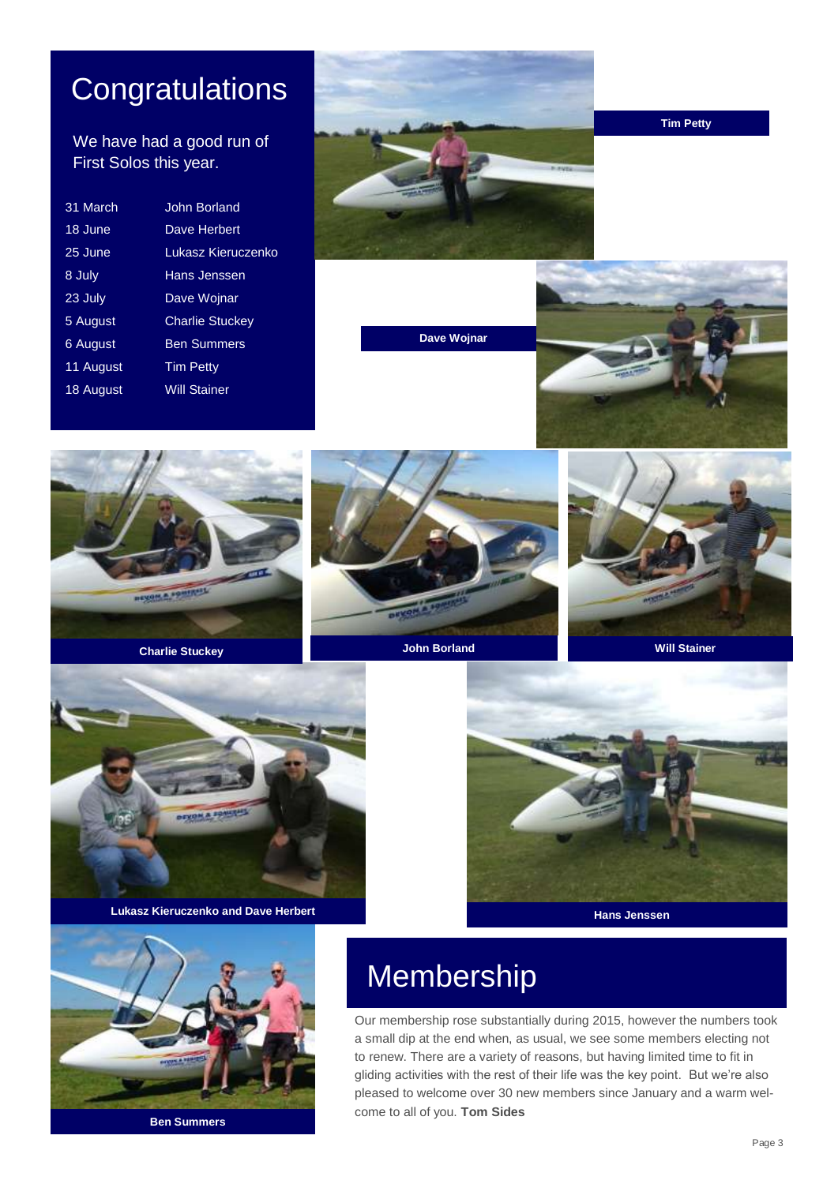# Congratulations

We have had a good run of First Solos this year.

| | |
|---|---|
| 31 March | John Borland |
| 18 June | Dave Herbert |
| 25 June | Lukasz Kieruczenko |
| 8 July | Hans Jenssen |
| 23 July | Dave Wojnar |
| 5 August | Charlie Stuckey |
| 6 August | Ben Summers |
| 11 August | Tim Petty |
| 18 August | Will Stainer |

Tim Petty

Dave Wojnar

Charlie Stuckey

John Borland

Will Stainer

Lukasz Kieruczenko and Dave Herbert

Hans Jenssen

Ben Summers

# Membership

Our membership rose substantially during 2015, however the numbers took a small dip at the end when, as usual, we see some members electing not to renew. There are a variety of reasons, but having limited time to fit in gliding activities with the rest of their life was the key point. But we're also pleased to welcome over 30 new members since January and a warm welcome to all of you. **Tom Sides**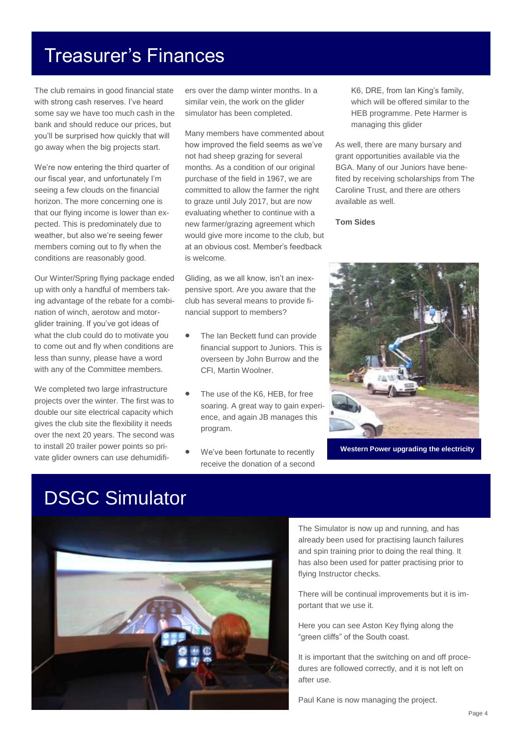# Treasurer's Finances

The club remains in good financial state with strong cash reserves. I've heard some say we have too much cash in the bank and should reduce our prices, but you'll be surprised how quickly that will go away when the big projects start.

We're now entering the third quarter of our fiscal year, and unfortunately I'm seeing a few clouds on the financial horizon. The more concerning one is that our flying income is lower than expected. This is predominately due to weather, but also we're seeing fewer members coming out to fly when the conditions are reasonably good.

Our Winter/Spring flying package ended up with only a handful of members taking advantage of the rebate for a combination of winch, aerotow and motorglider training. If you've got ideas of what the club could do to motivate you to come out and fly when conditions are less than sunny, please have a word with any of the Committee members.

We completed two large infrastructure projects over the winter. The first was to double our site electrical capacity which gives the club site the flexibility it needs over the next 20 years. The second was to install 20 trailer power points so private glider owners can use dehumidifiers over the damp winter months. In a similar vein, the work on the glider simulator has been completed.

Many members have commented about how improved the field seems as we've not had sheep grazing for several months. As a condition of our original purchase of the field in 1967, we are committed to allow the farmer the right to graze until July 2017, but are now evaluating whether to continue with a new farmer/grazing agreement which would give more income to the club, but at an obvious cost. Member's feedback is welcome.

Gliding, as we all know, isn't an inexpensive sport. Are you aware that the club has several means to provide financial support to members?

- The Ian Beckett fund can provide financial support to Juniors. This is overseen by John Burrow and the CFI, Martin Woolner.
- The use of the K6, HEB, for free soaring. A great way to gain experience, and again JB manages this program.
- We've been fortunate to recently receive the donation of a second K6, DRE, from Ian King's family, which will be offered similar to the HEB programme. Pete Harmer is managing this glider

As well, there are many bursary and grant opportunities available via the BGA. Many of our Juniors have benefited by receiving scholarships from The Caroline Trust, and there are others available as well.

**Tom Sides**

**Western Power upgrading the electricity**

# DSGC Simulator

The Simulator is now up and running, and has already been used for practising launch failures and spin training prior to doing the real thing. It has also been used for patter practising prior to flying Instructor checks.

There will be continual improvements but it is important that we use it.

Here you can see Aston Key flying along the "green cliffs" of the South coast.

It is important that the switching on and off procedures are followed correctly, and it is not left on after use.

Paul Kane is now managing the project.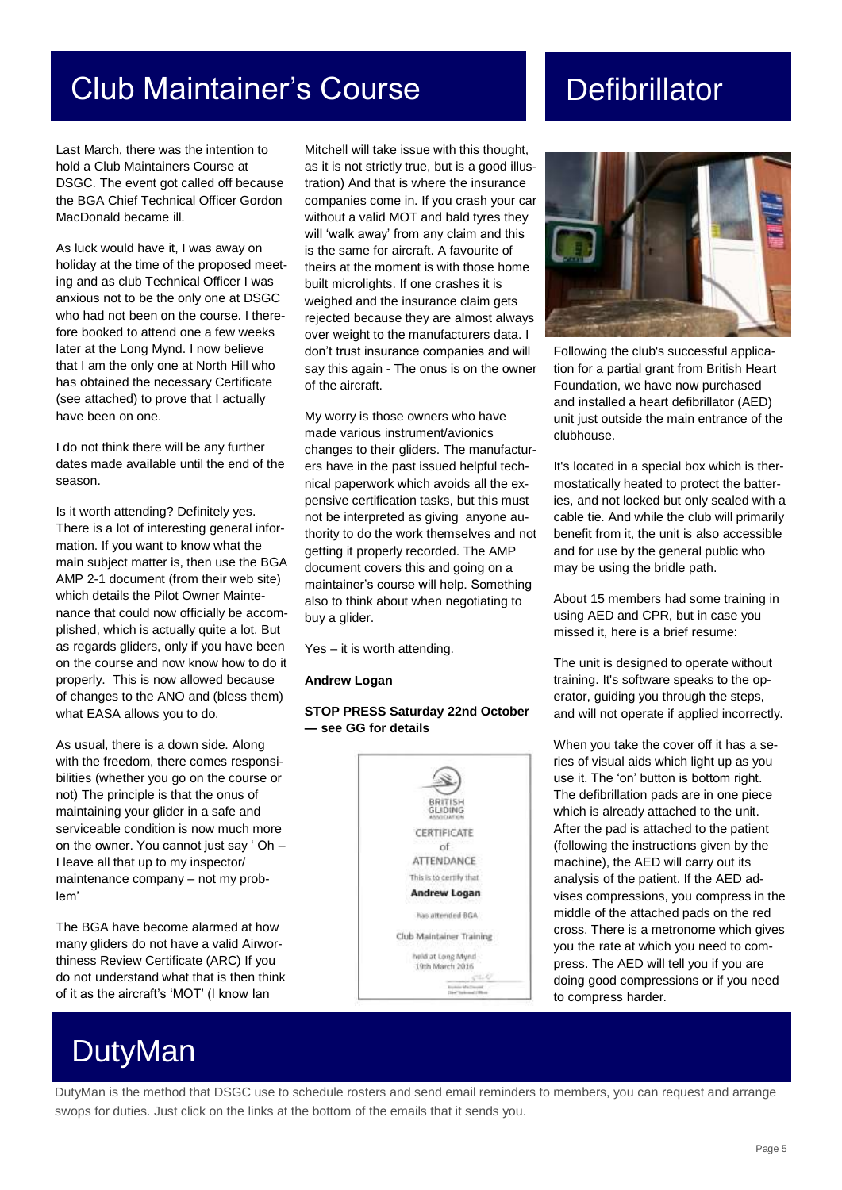# Club Maintainer's Course

Last March, there was the intention to hold a Club Maintainers Course at DSGC. The event got called off because the BGA Chief Technical Officer Gordon MacDonald became ill.

As luck would have it, I was away on holiday at the time of the proposed meeting and as club Technical Officer I was anxious not to be the only one at DSGC who had not been on the course. I therefore booked to attend one a few weeks later at the Long Mynd. I now believe that I am the only one at North Hill who has obtained the necessary Certificate (see attached) to prove that I actually have been on one.

I do not think there will be any further dates made available until the end of the season.

Is it worth attending? Definitely yes. There is a lot of interesting general information. If you want to know what the main subject matter is, then use the BGA AMP 2-1 document (from their web site) which details the Pilot Owner Maintenance that could now officially be accomplished, which is actually quite a lot. But as regards gliders, only if you have been on the course and now know how to do it properly. This is now allowed because of changes to the ANO and (bless them) what EASA allows you to do.

As usual, there is a down side. Along with the freedom, there comes responsibilities (whether you go on the course or not) The principle is that the onus of maintaining your glider in a safe and serviceable condition is now much more on the owner. You cannot just say ' Oh – I leave all that up to my inspector/ maintenance company – not my problem'

The BGA have become alarmed at how many gliders do not have a valid Airworthiness Review Certificate (ARC) If you do not understand what that is then think of it as the aircraft's 'MOT' (I know Ian Mitchell will take issue with this thought, as it is not strictly true, but is a good illustration) And that is where the insurance companies come in. If you crash your car without a valid MOT and bald tyres they will 'walk away' from any claim and this is the same for aircraft. A favourite of theirs at the moment is with those home built microlights. If one crashes it is weighed and the insurance claim gets rejected because they are almost always over weight to the manufacturers data. I don't trust insurance companies and will say this again - The onus is on the owner of the aircraft.

My worry is those owners who have made various instrument/avionics changes to their gliders. The manufacturers have in the past issued helpful technical paperwork which avoids all the expensive certification tasks, but this must not be interpreted as giving anyone authority to do the work themselves and not getting it properly recorded. The AMP document covers this and going on a maintainer's course will help. Something also to think about when negotiating to buy a glider.

Yes – it is worth attending.

**Andrew Logan**

**STOP PRESS Saturday 22nd October — see GG for details**

BRITISH GLIDING ASSOCIATION

CERTIFICATE of ATTENDANCE

This is to certify that

**Andrew Logan**

has attended BGA

Club Maintainer Training

held at Long Mynd
19th March 2016

# Defibrillator

Following the club's successful application for a partial grant from British Heart Foundation, we have now purchased and installed a heart defibrillator (AED) unit just outside the main entrance of the clubhouse.

It's located in a special box which is thermostatically heated to protect the batteries, and not locked but only sealed with a cable tie. And while the club will primarily benefit from it, the unit is also accessible and for use by the general public who may be using the bridle path.

About 15 members had some training in using AED and CPR, but in case you missed it, here is a brief resume:

The unit is designed to operate without training. It's software speaks to the operator, guiding you through the steps, and will not operate if applied incorrectly.

When you take the cover off it has a series of visual aids which light up as you use it. The 'on' button is bottom right. The defibrillation pads are in one piece which is already attached to the unit. After the pad is attached to the patient (following the instructions given by the machine), the AED will carry out its analysis of the patient. If the AED advises compressions, you compress in the middle of the attached pads on the red cross. There is a metronome which gives you the rate at which you need to compress. The AED will tell you if you are doing good compressions or if you need to compress harder.

# DutyMan

DutyMan is the method that DSGC use to schedule rosters and send email reminders to members, you can request and arrange swops for duties. Just click on the links at the bottom of the emails that it sends you.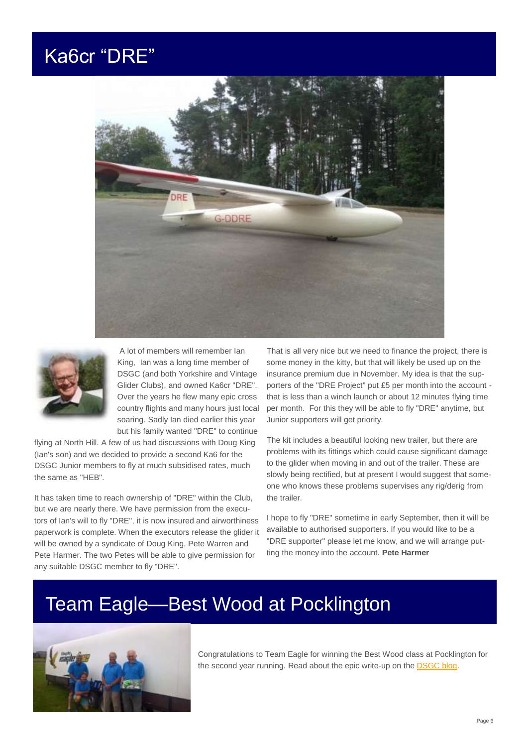# Ka6cr "DRE"

A lot of members will remember Ian King, Ian was a long time member of DSGC (and both Yorkshire and Vintage Glider Clubs), and owned Ka6cr "DRE". Over the years he flew many epic cross country flights and many hours just local soaring. Sadly Ian died earlier this year but his family wanted "DRE" to continue flying at North Hill. A few of us had discussions with Doug King (Ian's son) and we decided to provide a second Ka6 for the DSGC Junior members to fly at much subsidised rates, much the same as "HEB".

It has taken time to reach ownership of "DRE" within the Club, but we are nearly there. We have permission from the executors of Ian's will to fly "DRE", it is now insured and airworthiness paperwork is complete. When the executors release the glider it will be owned by a syndicate of Doug King, Pete Warren and Pete Harmer. The two Petes will be able to give permission for any suitable DSGC member to fly "DRE".

That is all very nice but we need to finance the project, there is some money in the kitty, but that will likely be used up on the insurance premium due in November. My idea is that the supporters of the "DRE Project" put £5 per month into the account - that is less than a winch launch or about 12 minutes flying time per month. For this they will be able to fly "DRE" anytime, but Junior supporters will get priority.

The kit includes a beautiful looking new trailer, but there are problems with its fittings which could cause significant damage to the glider when moving in and out of the trailer. These are slowly being rectified, but at present I would suggest that someone who knows these problems supervises any rig/derig from the trailer.

I hope to fly "DRE" sometime in early September, then it will be available to authorised supporters. If you would like to be a "DRE supporter" please let me know, and we will arrange putting the money into the account. **Pete Harmer**

# Team Eagle—Best Wood at Pocklington

Congratulations to Team Eagle for winning the Best Wood class at Pocklington for the second year running. Read about the epic write-up on the DSGC blog.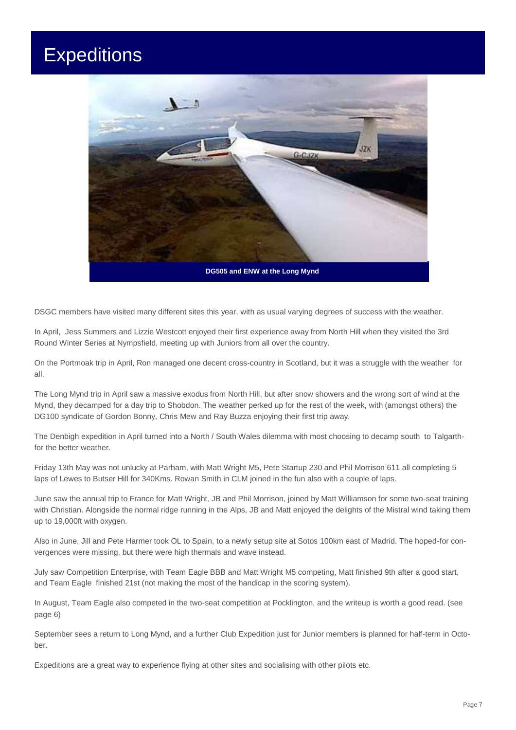# Expeditions

DG505 and ENW at the Long Mynd

DSGC members have visited many different sites this year, with as usual varying degrees of success with the weather.

In April, Jess Summers and Lizzie Westcott enjoyed their first experience away from North Hill when they visited the 3rd Round Winter Series at Nympsfield, meeting up with Juniors from all over the country.

On the Portmoak trip in April, Ron managed one decent cross-country in Scotland, but it was a struggle with the weather for all.

The Long Mynd trip in April saw a massive exodus from North Hill, but after snow showers and the wrong sort of wind at the Mynd, they decamped for a day trip to Shobdon. The weather perked up for the rest of the week, with (amongst others) the DG100 syndicate of Gordon Bonny, Chris Mew and Ray Buzza enjoying their first trip away.

The Denbigh expedition in April turned into a North / South Wales dilemma with most choosing to decamp south to Talgarth- for the better weather.

Friday 13th May was not unlucky at Parham, with Matt Wright M5, Pete Startup 230 and Phil Morrison 611 all completing 5 laps of Lewes to Butser Hill for 340Kms. Rowan Smith in CLM joined in the fun also with a couple of laps.

June saw the annual trip to France for Matt Wright, JB and Phil Morrison, joined by Matt Williamson for some two-seat training with Christian. Alongside the normal ridge running in the Alps, JB and Matt enjoyed the delights of the Mistral wind taking them up to 19,000ft with oxygen.

Also in June, Jill and Pete Harmer took OL to Spain, to a newly setup site at Sotos 100km east of Madrid. The hoped-for convergences were missing, but there were high thermals and wave instead.

July saw Competition Enterprise, with Team Eagle BBB and Matt Wright M5 competing, Matt finished 9th after a good start, and Team Eagle finished 21st (not making the most of the handicap in the scoring system).

In August, Team Eagle also competed in the two-seat competition at Pocklington, and the writeup is worth a good read. (see page 6)

September sees a return to Long Mynd, and a further Club Expedition just for Junior members is planned for half-term in October.

Expeditions are a great way to experience flying at other sites and socialising with other pilots etc.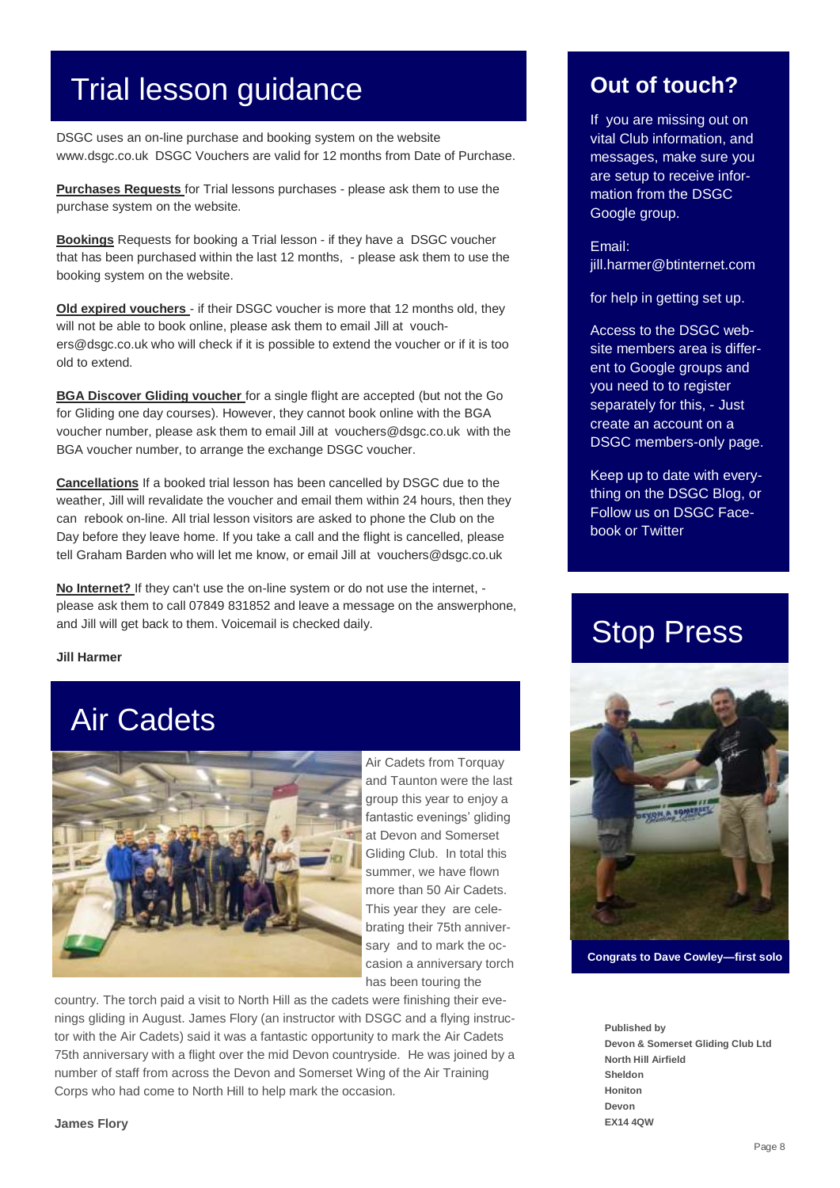# Trial lesson guidance

DSGC uses an on-line purchase and booking system on the website www.dsgc.co.uk DSGC Vouchers are valid for 12 months from Date of Purchase.

**Purchases Requests** for Trial lessons purchases - please ask them to use the purchase system on the website.

**Bookings** Requests for booking a Trial lesson - if they have a DSGC voucher that has been purchased within the last 12 months, - please ask them to use the booking system on the website.

**Old expired vouchers** - if their DSGC voucher is more that 12 months old, they will not be able to book online, please ask them to email Jill at vouchers@dsgc.co.uk who will check if it is possible to extend the voucher or if it is too old to extend.

**BGA Discover Gliding voucher** for a single flight are accepted (but not the Go for Gliding one day courses). However, they cannot book online with the BGA voucher number, please ask them to email Jill at vouchers@dsgc.co.uk with the BGA voucher number, to arrange the exchange DSGC voucher.

**Cancellations** If a booked trial lesson has been cancelled by DSGC due to the weather, Jill will revalidate the voucher and email them within 24 hours, then they can rebook on-line. All trial lesson visitors are asked to phone the Club on the Day before they leave home. If you take a call and the flight is cancelled, please tell Graham Barden who will let me know, or email Jill at vouchers@dsgc.co.uk

**No Internet?** If they can't use the on-line system or do not use the internet, - please ask them to call 07849 831852 and leave a message on the answerphone, and Jill will get back to them. Voicemail is checked daily.

**Jill Harmer**

# Air Cadets

Air Cadets from Torquay and Taunton were the last group this year to enjoy a fantastic evenings' gliding at Devon and Somerset Gliding Club. In total this summer, we have flown more than 50 Air Cadets. This year they are celebrating their 75th anniversary and to mark the occasion a anniversary torch has been touring the country. The torch paid a visit to North Hill as the cadets were finishing their evenings gliding in August. James Flory (an instructor with DSGC and a flying instructor with the Air Cadets) said it was a fantastic opportunity to mark the Air Cadets 75th anniversary with a flight over the mid Devon countryside. He was joined by a number of staff from across the Devon and Somerset Wing of the Air Training Corps who had come to North Hill to help mark the occasion.

**James Flory**

## Out of touch?

If you are missing out on vital Club information, and messages, make sure you are setup to receive information from the DSGC Google group.

Email: jill.harmer@btinternet.com

for help in getting set up.

Access to the DSGC website members area is different to Google groups and you need to register separately for this, - Just create an account on a DSGC members-only page.

Keep up to date with everything on the DSGC Blog, or Follow us on DSGC Facebook or Twitter

# Stop Press

**Congrats to Dave Cowley—first solo**

**Published by**
**Devon & Somerset Gliding Club Ltd**
**North Hill Airfield**
**Sheldon**
**Honiton**
**Devon**
**EX14 4QW**